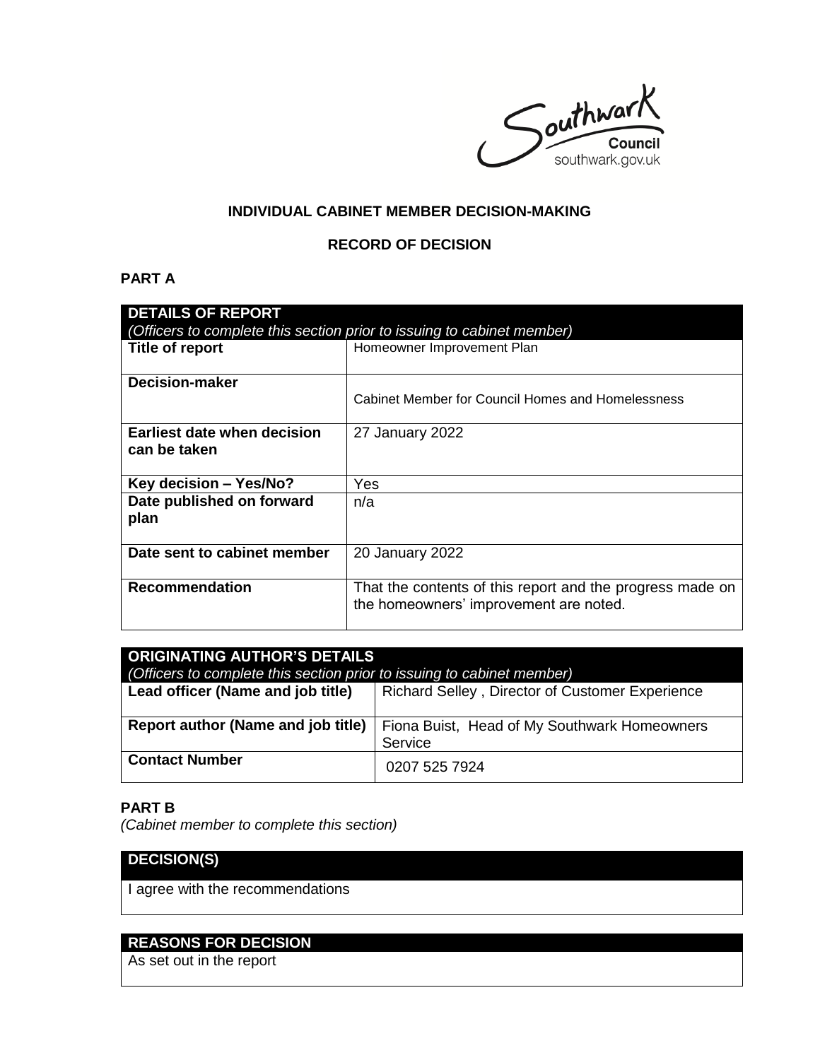Southwark Council
southwark.gov.uk

**INDIVIDUAL CABINET MEMBER DECISION-MAKING**

**RECORD OF DECISION**

## PART A

| **DETAILS OF REPORT** *(Officers to complete this section prior to issuing to cabinet member)* | |
|---|---|
| **Title of report** | Homeowner Improvement Plan |
| **Decision-maker** | Cabinet Member for Council Homes and Homelessness |
| **Earliest date when decision can be taken** | 27 January 2022 |
| **Key decision – Yes/No?** | Yes |
| **Date published on forward plan** | n/a |
| **Date sent to cabinet member** | 20 January 2022 |
| **Recommendation** | That the contents of this report and the progress made on the homeowners' improvement are noted. |

| **ORIGINATING AUTHOR'S DETAILS** *(Officers to complete this section prior to issuing to cabinet member)* | |
|---|---|
| **Lead officer (Name and job title)** | Richard Selley , Director of Customer Experience |
| **Report author (Name and job title)** | Fiona Buist, Head of My Southwark Homeowners Service |
| **Contact Number** | 0207 525 7924 |

## PART B

*(Cabinet member to complete this section)*

| **DECISION(S)** |
|---|
| I agree with the recommendations |

| **REASONS FOR DECISION** |
|---|
| As set out in the report |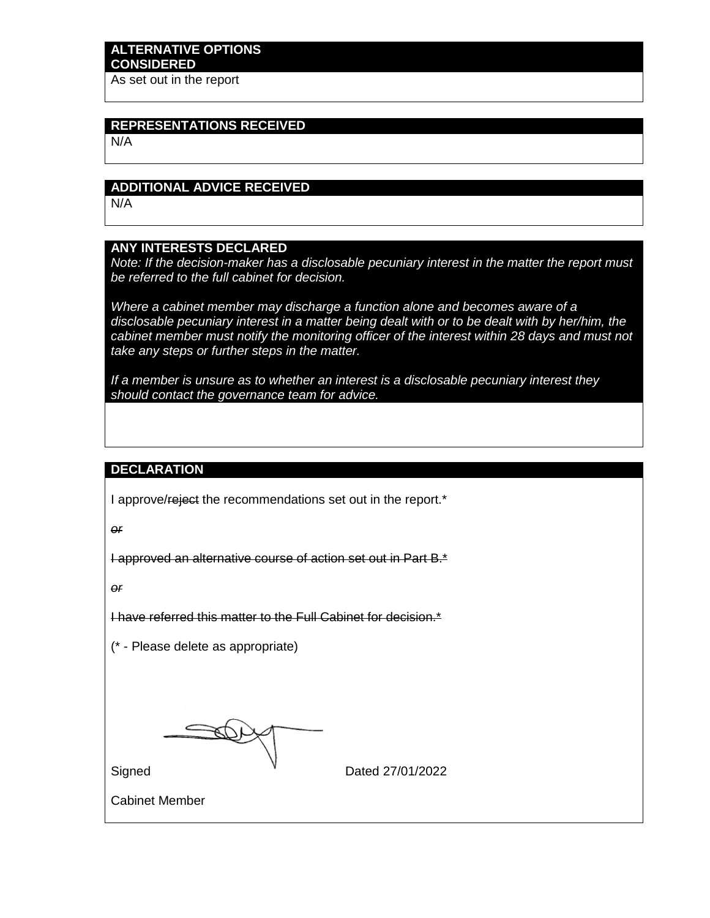**ALTERNATIVE OPTIONS CONSIDERED**

As set out in the report

**REPRESENTATIONS RECEIVED**

N/A

**ADDITIONAL ADVICE RECEIVED**

N/A

**ANY INTERESTS DECLARED**

*Note: If the decision-maker has a disclosable pecuniary interest in the matter the report must be referred to the full cabinet for decision.*

*Where a cabinet member may discharge a function alone and becomes aware of a disclosable pecuniary interest in a matter being dealt with or to be dealt with by her/him, the cabinet member must notify the monitoring officer of the interest within 28 days and must not take any steps or further steps in the matter.*

*If a member is unsure as to whether an interest is a disclosable pecuniary interest they should contact the governance team for advice.*

**DECLARATION**

I approve/~~reject~~ the recommendations set out in the report.*

~~*or*~~

~~I approved an alternative course of action set out in Part B.*~~

~~*or*~~

~~I have referred this matter to the Full Cabinet for decision.*~~

(* - Please delete as appropriate)

Signed Dated 27/01/2022

Cabinet Member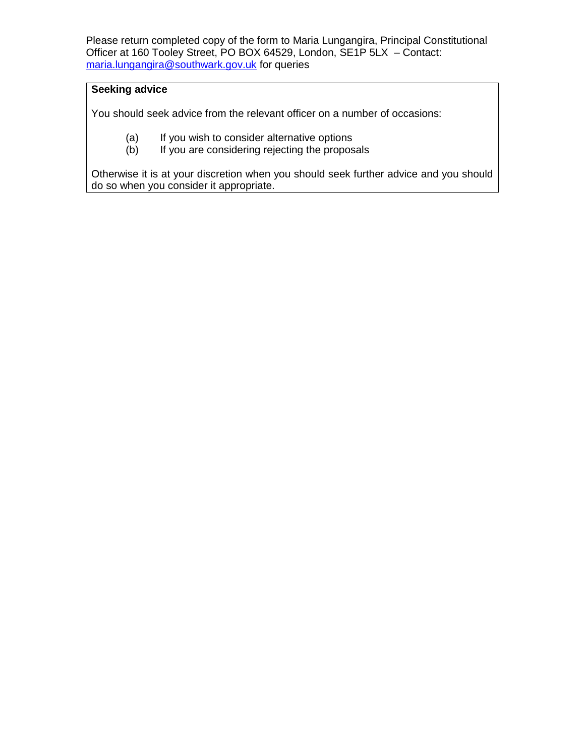Please return completed copy of the form to Maria Lungangira, Principal Constitutional Officer at 160 Tooley Street, PO BOX 64529, London, SE1P 5LX – Contact: maria.lungangira@southwark.gov.uk for queries

**Seeking advice**

You should seek advice from the relevant officer on a number of occasions:

(a) If you wish to consider alternative options
(b) If you are considering rejecting the proposals

Otherwise it is at your discretion when you should seek further advice and you should do so when you consider it appropriate.